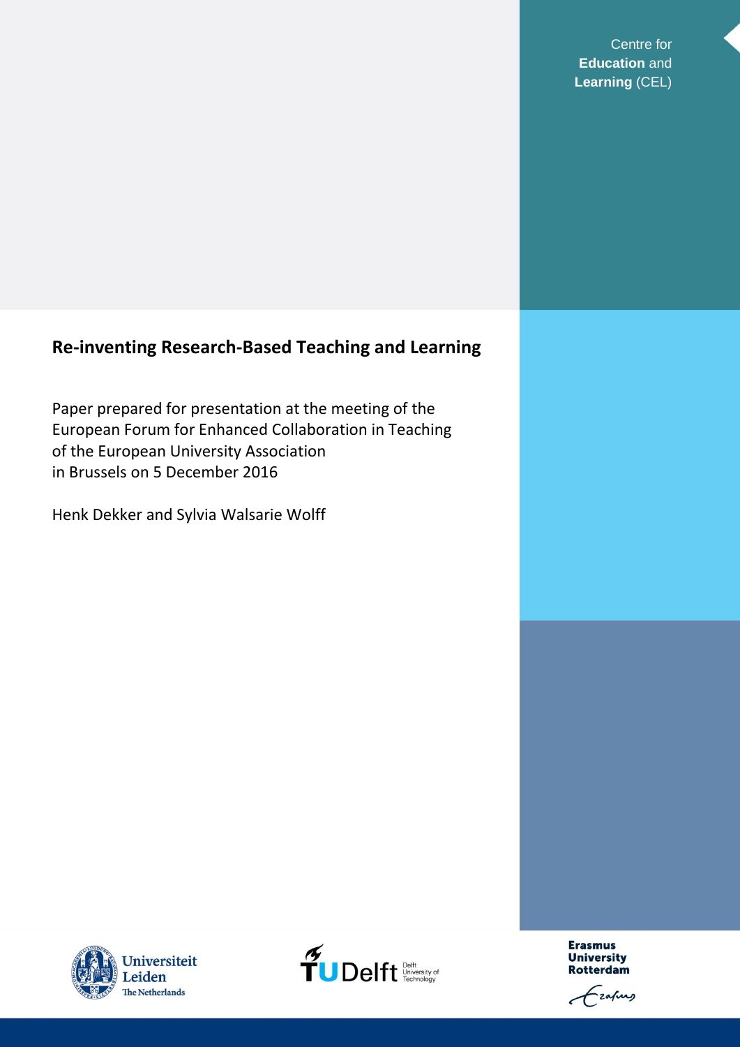Centre for **Education** and **Learning** (CEL)

# Re-inventing Research-Based Teaching and Learning

Paper prepared for presentation at the meeting of the European Forum for Enhanced Collaboration in Teaching of the European University Association in Brussels on 5 December 2016

Henk Dekker and Sylvia Walsarie Wolff

Universiteit Leiden The Netherlands

TU Delft Delft University of Technology

Erasmus University Rotterdam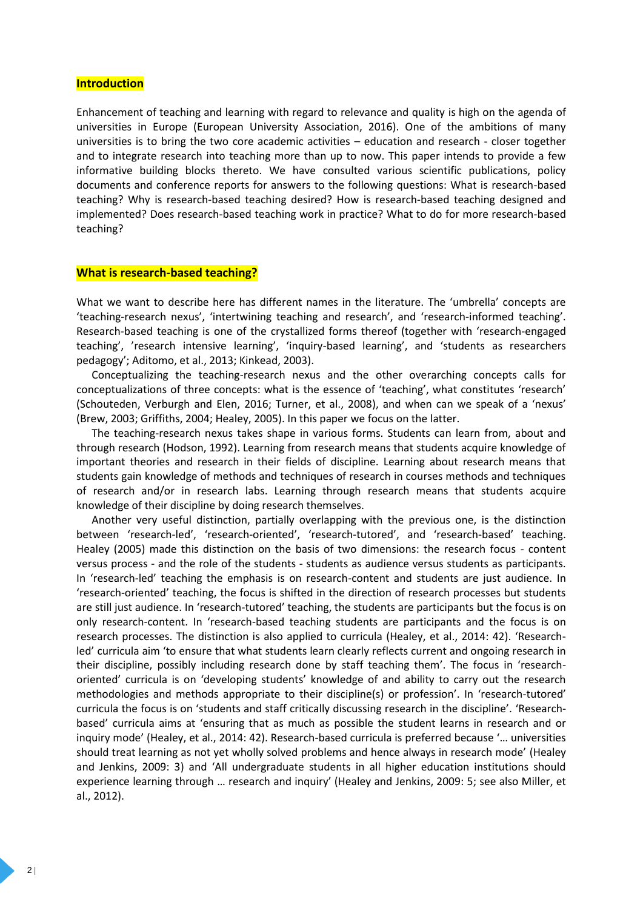## Introduction

Enhancement of teaching and learning with regard to relevance and quality is high on the agenda of universities in Europe (European University Association, 2016). One of the ambitions of many universities is to bring the two core academic activities – education and research - closer together and to integrate research into teaching more than up to now. This paper intends to provide a few informative building blocks thereto. We have consulted various scientific publications, policy documents and conference reports for answers to the following questions: What is research-based teaching? Why is research-based teaching desired? How is research-based teaching designed and implemented? Does research-based teaching work in practice? What to do for more research-based teaching?

## What is research-based teaching?

What we want to describe here has different names in the literature. The 'umbrella' concepts are 'teaching-research nexus', 'intertwining teaching and research', and 'research-informed teaching'. Research-based teaching is one of the crystallized forms thereof (together with 'research-engaged teaching', 'research intensive learning', 'inquiry-based learning', and 'students as researchers pedagogy'; Aditomo, et al., 2013; Kinkead, 2003).

Conceptualizing the teaching-research nexus and the other overarching concepts calls for conceptualizations of three concepts: what is the essence of 'teaching', what constitutes 'research' (Schouteden, Verburgh and Elen, 2016; Turner, et al., 2008), and when can we speak of a 'nexus' (Brew, 2003; Griffiths, 2004; Healey, 2005). In this paper we focus on the latter.

The teaching-research nexus takes shape in various forms. Students can learn from, about and through research (Hodson, 1992). Learning from research means that students acquire knowledge of important theories and research in their fields of discipline. Learning about research means that students gain knowledge of methods and techniques of research in courses methods and techniques of research and/or in research labs. Learning through research means that students acquire knowledge of their discipline by doing research themselves.

Another very useful distinction, partially overlapping with the previous one, is the distinction between 'research-led', 'research-oriented', 'research-tutored', and 'research-based' teaching. Healey (2005) made this distinction on the basis of two dimensions: the research focus - content versus process - and the role of the students - students as audience versus students as participants. In 'research-led' teaching the emphasis is on research-content and students are just audience. In 'research-oriented' teaching, the focus is shifted in the direction of research processes but students are still just audience. In 'research-tutored' teaching, the students are participants but the focus is on only research-content. In 'research-based teaching students are participants and the focus is on research processes. The distinction is also applied to curricula (Healey, et al., 2014: 42). 'Research-led' curricula aim 'to ensure that what students learn clearly reflects current and ongoing research in their discipline, possibly including research done by staff teaching them'. The focus in 'research-oriented' curricula is on 'developing students' knowledge of and ability to carry out the research methodologies and methods appropriate to their discipline(s) or profession'. In 'research-tutored' curricula the focus is on 'students and staff critically discussing research in the discipline'. 'Research-based' curricula aims at 'ensuring that as much as possible the student learns in research and or inquiry mode' (Healey, et al., 2014: 42). Research-based curricula is preferred because '… universities should treat learning as not yet wholly solved problems and hence always in research mode' (Healey and Jenkins, 2009: 3) and 'All undergraduate students in all higher education institutions should experience learning through … research and inquiry' (Healey and Jenkins, 2009: 5; see also Miller, et al., 2012).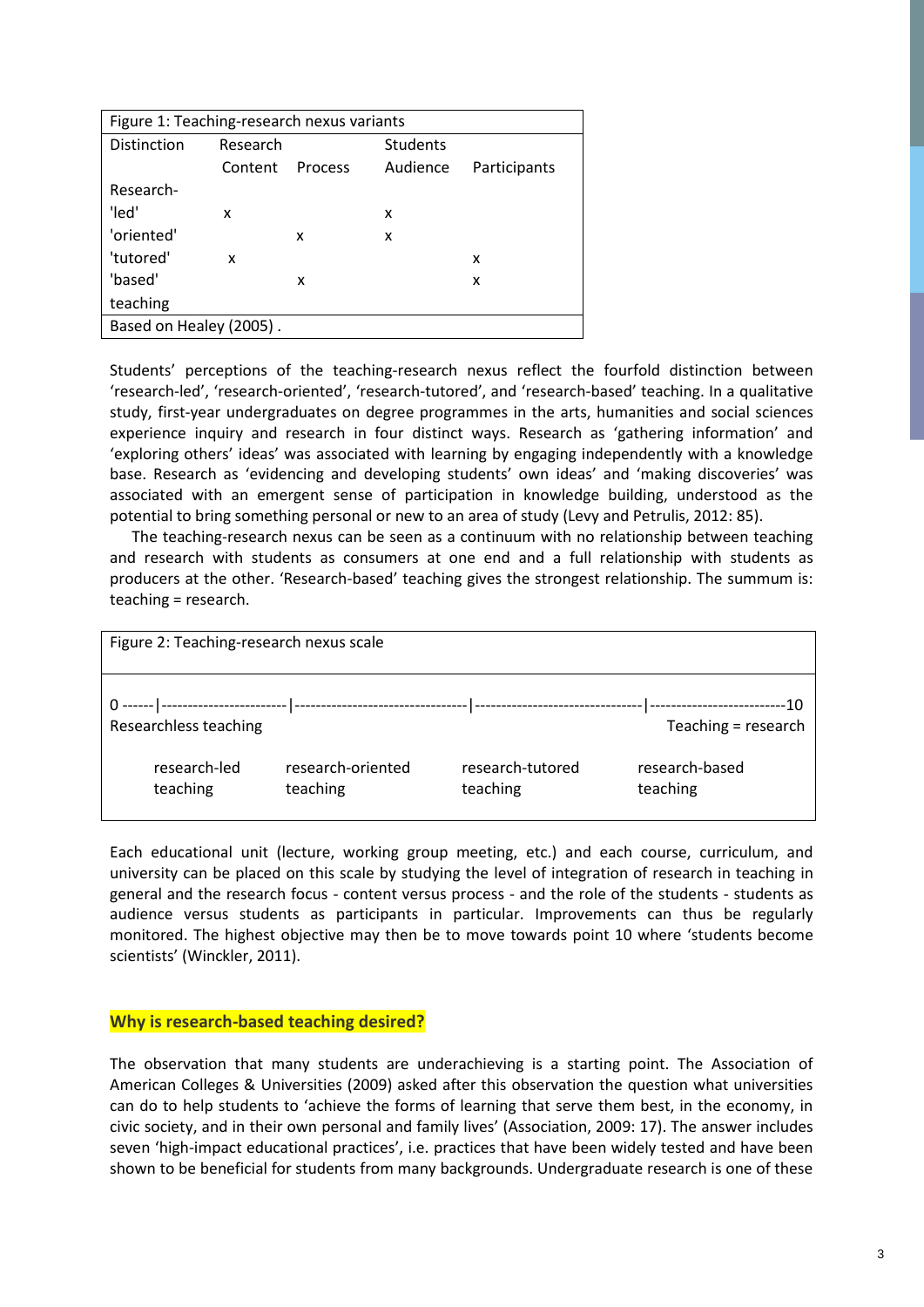Figure 1: Teaching-research nexus variants

| Distinction | Research | | Students | |
|---|---|---|---|---|
| | Content | Process | Audience | Participants |
| Research- | | | | |
| 'led' | x | | x | |
| 'oriented' | | x | x | |
| 'tutored' | x | | | x |
| 'based' | | x | | x |
| teaching | | | | |

Based on Healey (2005) .

Students' perceptions of the teaching-research nexus reflect the fourfold distinction between 'research-led', 'research-oriented', 'research-tutored', and 'research-based' teaching. In a qualitative study, first-year undergraduates on degree programmes in the arts, humanities and social sciences experience inquiry and research in four distinct ways. Research as 'gathering information' and 'exploring others' ideas' was associated with learning by engaging independently with a knowledge base. Research as 'evidencing and developing students' own ideas' and 'making discoveries' was associated with an emergent sense of participation in knowledge building, understood as the potential to bring something personal or new to an area of study (Levy and Petrulis, 2012: 85).

The teaching-research nexus can be seen as a continuum with no relationship between teaching and research with students as consumers at one end and a full relationship with students as producers at the other. 'Research-based' teaching gives the strongest relationship. The summum is: teaching = research.

Figure 2: Teaching-research nexus scale

```
0 ------|------------------------|---------------------------------|--------------------------------|--------------------------10
Researchless teaching                                                                                    Teaching = research

      research-led        research-oriented          research-tutored          research-based
      teaching            teaching                   teaching                  teaching
```

Each educational unit (lecture, working group meeting, etc.) and each course, curriculum, and university can be placed on this scale by studying the level of integration of research in teaching in general and the research focus - content versus process - and the role of the students - students as audience versus students as participants in particular. Improvements can thus be regularly monitored. The highest objective may then be to move towards point 10 where 'students become scientists' (Winckler, 2011).

## Why is research-based teaching desired?

The observation that many students are underachieving is a starting point. The Association of American Colleges & Universities (2009) asked after this observation the question what universities can do to help students to 'achieve the forms of learning that serve them best, in the economy, in civic society, and in their own personal and family lives' (Association, 2009: 17). The answer includes seven 'high-impact educational practices', i.e. practices that have been widely tested and have been shown to be beneficial for students from many backgrounds. Undergraduate research is one of these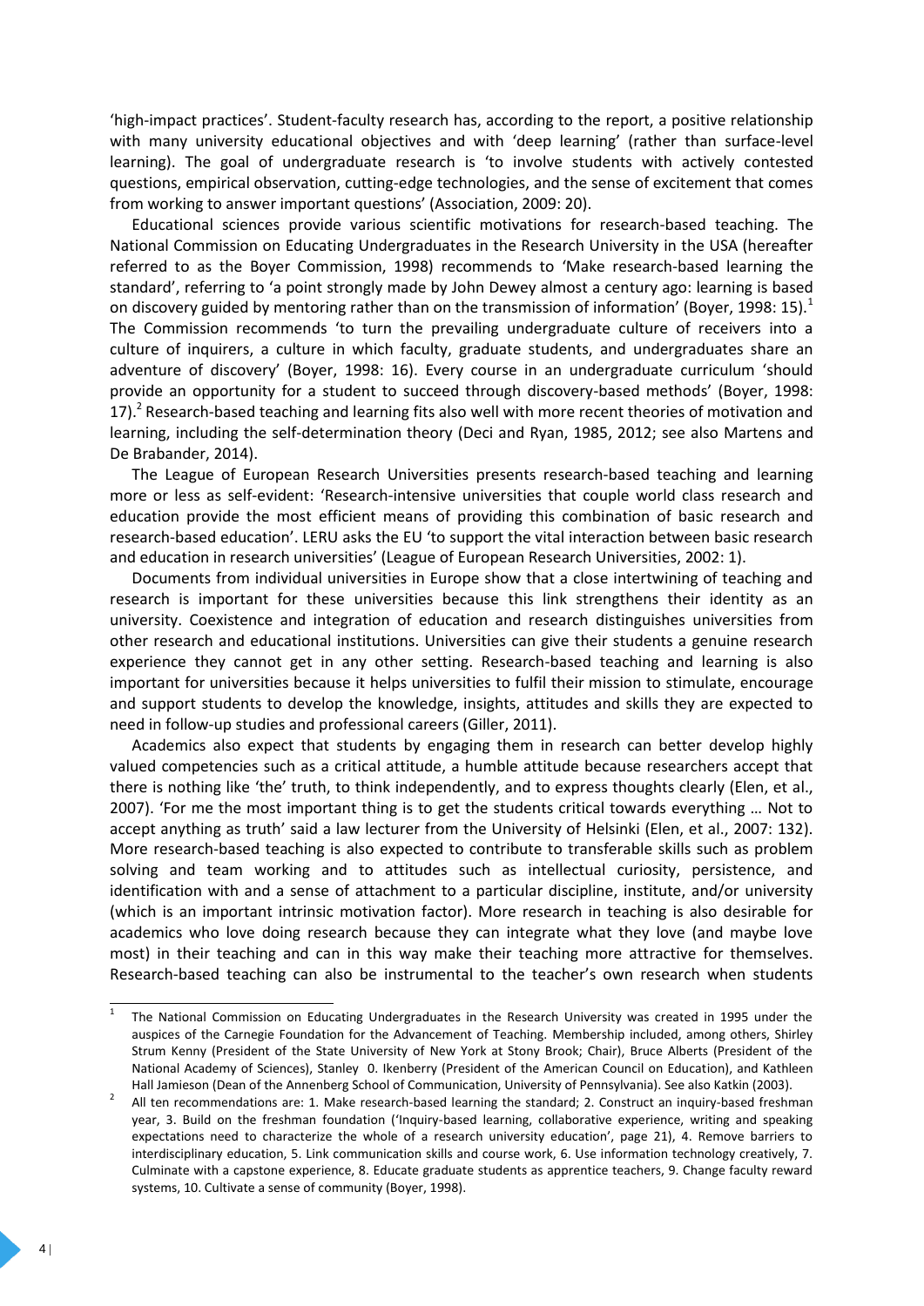'high-impact practices'. Student-faculty research has, according to the report, a positive relationship with many university educational objectives and with 'deep learning' (rather than surface-level learning). The goal of undergraduate research is 'to involve students with actively contested questions, empirical observation, cutting-edge technologies, and the sense of excitement that comes from working to answer important questions' (Association, 2009: 20).

Educational sciences provide various scientific motivations for research-based teaching. The National Commission on Educating Undergraduates in the Research University in the USA (hereafter referred to as the Boyer Commission, 1998) recommends to 'Make research-based learning the standard', referring to 'a point strongly made by John Dewey almost a century ago: learning is based on discovery guided by mentoring rather than on the transmission of information' (Boyer, 1998: 15).[1] The Commission recommends 'to turn the prevailing undergraduate culture of receivers into a culture of inquirers, a culture in which faculty, graduate students, and undergraduates share an adventure of discovery' (Boyer, 1998: 16). Every course in an undergraduate curriculum 'should provide an opportunity for a student to succeed through discovery-based methods' (Boyer, 1998: 17).[2] Research-based teaching and learning fits also well with more recent theories of motivation and learning, including the self-determination theory (Deci and Ryan, 1985, 2012; see also Martens and De Brabander, 2014).

The League of European Research Universities presents research-based teaching and learning more or less as self-evident: 'Research-intensive universities that couple world class research and education provide the most efficient means of providing this combination of basic research and research-based education'. LERU asks the EU 'to support the vital interaction between basic research and education in research universities' (League of European Research Universities, 2002: 1).

Documents from individual universities in Europe show that a close intertwining of teaching and research is important for these universities because this link strengthens their identity as an university. Coexistence and integration of education and research distinguishes universities from other research and educational institutions. Universities can give their students a genuine research experience they cannot get in any other setting. Research-based teaching and learning is also important for universities because it helps universities to fulfil their mission to stimulate, encourage and support students to develop the knowledge, insights, attitudes and skills they are expected to need in follow-up studies and professional careers (Giller, 2011).

Academics also expect that students by engaging them in research can better develop highly valued competencies such as a critical attitude, a humble attitude because researchers accept that there is nothing like 'the' truth, to think independently, and to express thoughts clearly (Elen, et al., 2007). 'For me the most important thing is to get the students critical towards everything … Not to accept anything as truth' said a law lecturer from the University of Helsinki (Elen, et al., 2007: 132). More research-based teaching is also expected to contribute to transferable skills such as problem solving and team working and to attitudes such as intellectual curiosity, persistence, and identification with and a sense of attachment to a particular discipline, institute, and/or university (which is an important intrinsic motivation factor). More research in teaching is also desirable for academics who love doing research because they can integrate what they love (and maybe love most) in their teaching and can in this way make their teaching more attractive for themselves. Research-based teaching can also be instrumental to the teacher's own research when students

---

[1] The National Commission on Educating Undergraduates in the Research University was created in 1995 under the auspices of the Carnegie Foundation for the Advancement of Teaching. Membership included, among others, Shirley Strum Kenny (President of the State University of New York at Stony Brook; Chair), Bruce Alberts (President of the National Academy of Sciences), Stanley 0. Ikenberry (President of the American Council on Education), and Kathleen Hall Jamieson (Dean of the Annenberg School of Communication, University of Pennsylvania). See also Katkin (2003).

[2] All ten recommendations are: 1. Make research-based learning the standard; 2. Construct an inquiry-based freshman year, 3. Build on the freshman foundation ('Inquiry-based learning, collaborative experience, writing and speaking expectations need to characterize the whole of a research university education', page 21), 4. Remove barriers to interdisciplinary education, 5. Link communication skills and course work, 6. Use information technology creatively, 7. Culminate with a capstone experience, 8. Educate graduate students as apprentice teachers, 9. Change faculty reward systems, 10. Cultivate a sense of community (Boyer, 1998).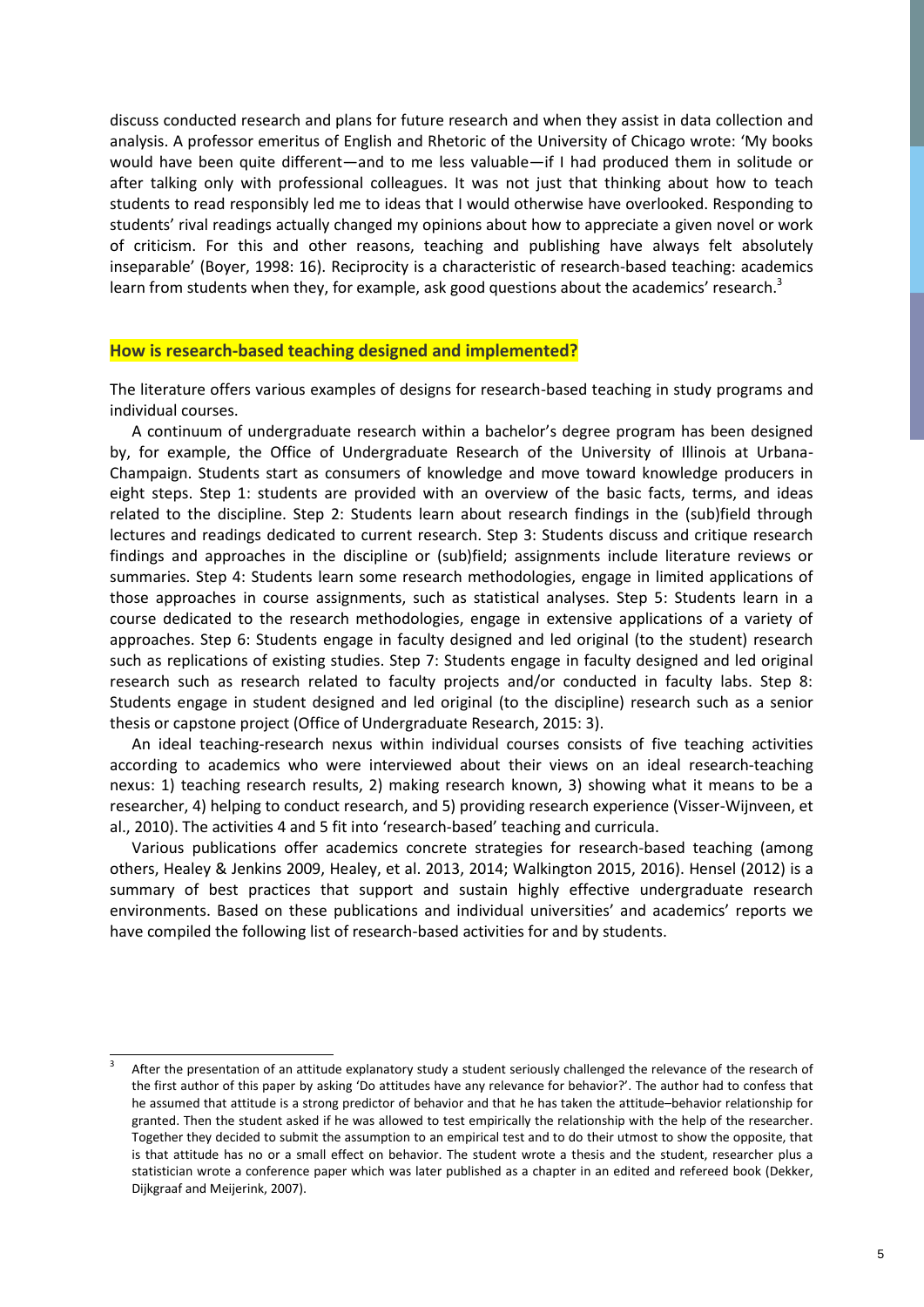discuss conducted research and plans for future research and when they assist in data collection and analysis. A professor emeritus of English and Rhetoric of the University of Chicago wrote: 'My books would have been quite different—and to me less valuable—if I had produced them in solitude or after talking only with professional colleagues. It was not just that thinking about how to teach students to read responsibly led me to ideas that I would otherwise have overlooked. Responding to students' rival readings actually changed my opinions about how to appreciate a given novel or work of criticism. For this and other reasons, teaching and publishing have always felt absolutely inseparable' (Boyer, 1998: 16). Reciprocity is a characteristic of research-based teaching: academics learn from students when they, for example, ask good questions about the academics' research.[3]

## How is research-based teaching designed and implemented?

The literature offers various examples of designs for research-based teaching in study programs and individual courses.

A continuum of undergraduate research within a bachelor's degree program has been designed by, for example, the Office of Undergraduate Research of the University of Illinois at Urbana-Champaign. Students start as consumers of knowledge and move toward knowledge producers in eight steps. Step 1: students are provided with an overview of the basic facts, terms, and ideas related to the discipline. Step 2: Students learn about research findings in the (sub)field through lectures and readings dedicated to current research. Step 3: Students discuss and critique research findings and approaches in the discipline or (sub)field; assignments include literature reviews or summaries. Step 4: Students learn some research methodologies, engage in limited applications of those approaches in course assignments, such as statistical analyses. Step 5: Students learn in a course dedicated to the research methodologies, engage in extensive applications of a variety of approaches. Step 6: Students engage in faculty designed and led original (to the student) research such as replications of existing studies. Step 7: Students engage in faculty designed and led original research such as research related to faculty projects and/or conducted in faculty labs. Step 8: Students engage in student designed and led original (to the discipline) research such as a senior thesis or capstone project (Office of Undergraduate Research, 2015: 3).

An ideal teaching-research nexus within individual courses consists of five teaching activities according to academics who were interviewed about their views on an ideal research-teaching nexus: 1) teaching research results, 2) making research known, 3) showing what it means to be a researcher, 4) helping to conduct research, and 5) providing research experience (Visser-Wijnveen, et al., 2010). The activities 4 and 5 fit into 'research-based' teaching and curricula.

Various publications offer academics concrete strategies for research-based teaching (among others, Healey & Jenkins 2009, Healey, et al. 2013, 2014; Walkington 2015, 2016). Hensel (2012) is a summary of best practices that support and sustain highly effective undergraduate research environments. Based on these publications and individual universities' and academics' reports we have compiled the following list of research-based activities for and by students.

---

[3] After the presentation of an attitude explanatory study a student seriously challenged the relevance of the research of the first author of this paper by asking 'Do attitudes have any relevance for behavior?'. The author had to confess that he assumed that attitude is a strong predictor of behavior and that he has taken the attitude–behavior relationship for granted. Then the student asked if he was allowed to test empirically the relationship with the help of the researcher. Together they decided to submit the assumption to an empirical test and to do their utmost to show the opposite, that is that attitude has no or a small effect on behavior. The student wrote a thesis and the student, researcher plus a statistician wrote a conference paper which was later published as a chapter in an edited and refereed book (Dekker, Dijkgraaf and Meijerink, 2007).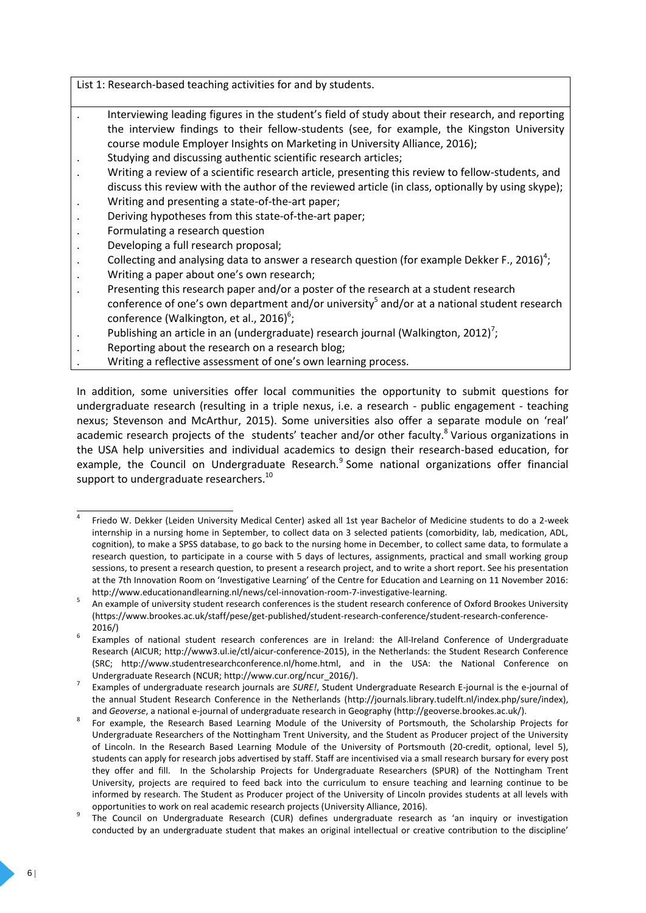List 1: Research-based teaching activities for and by students.

- Interviewing leading figures in the student's field of study about their research, and reporting the interview findings to their fellow-students (see, for example, the Kingston University course module Employer Insights on Marketing in University Alliance, 2016);
- Studying and discussing authentic scientific research articles;
- Writing a review of a scientific research article, presenting this review to fellow-students, and discuss this review with the author of the reviewed article (in class, optionally by using skype);
- Writing and presenting a state-of-the-art paper;
- Deriving hypotheses from this state-of-the-art paper;
- Formulating a research question
- Developing a full research proposal;
- Collecting and analysing data to answer a research question (for example Dekker F., 2016)[4];
- Writing a paper about one's own research;
- Presenting this research paper and/or a poster of the research at a student research conference of one's own department and/or university[5] and/or at a national student research conference (Walkington, et al., 2016)[6];
- Publishing an article in an (undergraduate) research journal (Walkington, 2012)[7];
- Reporting about the research on a research blog;
- Writing a reflective assessment of one's own learning process.

In addition, some universities offer local communities the opportunity to submit questions for undergraduate research (resulting in a triple nexus, i.e. a research - public engagement - teaching nexus; Stevenson and McArthur, 2015). Some universities also offer a separate module on 'real' academic research projects of the students' teacher and/or other faculty.[8] Various organizations in the USA help universities and individual academics to design their research-based education, for example, the Council on Undergraduate Research.[9] Some national organizations offer financial support to undergraduate researchers.[10]

---

[4] Friedo W. Dekker (Leiden University Medical Center) asked all 1st year Bachelor of Medicine students to do a 2-week internship in a nursing home in September, to collect data on 3 selected patients (comorbidity, lab, medication, ADL, cognition), to make a SPSS database, to go back to the nursing home in December, to collect same data, to formulate a research question, to participate in a course with 5 days of lectures, assignments, practical and small working group sessions, to present a research question, to present a research project, and to write a short report. See his presentation at the 7th Innovation Room on 'Investigative Learning' of the Centre for Education and Learning on 11 November 2016: http://www.educationandlearning.nl/news/cel-innovation-room-7-investigative-learning.

[5] An example of university student research conferences is the student research conference of Oxford Brookes University (https://www.brookes.ac.uk/staff/pese/get-published/student-research-conference/student-research-conference-2016/)

[6] Examples of national student research conferences are in Ireland: the All-Ireland Conference of Undergraduate Research (AICUR; http://www3.ul.ie/ctl/aicur-conference-2015), in the Netherlands: the Student Research Conference (SRC; http://www.studentresearchconference.nl/home.html, and in the USA: the National Conference on Undergraduate Research (NCUR; http://www.cur.org/ncur_2016/).

[7] Examples of undergraduate research journals are *SURE!*, Student Undergraduate Research E-journal is the e-journal of the annual Student Research Conference in the Netherlands (http://journals.library.tudelft.nl/index.php/sure/index), and *Geoverse*, a national e-journal of undergraduate research in Geography (http://geoverse.brookes.ac.uk/).

[8] For example, the Research Based Learning Module of the University of Portsmouth, the Scholarship Projects for Undergraduate Researchers of the Nottingham Trent University, and the Student as Producer project of the University of Lincoln. In the Research Based Learning Module of the University of Portsmouth (20-credit, optional, level 5), students can apply for research jobs advertised by staff. Staff are incentivised via a small research bursary for every post they offer and fill. In the Scholarship Projects for Undergraduate Researchers (SPUR) of the Nottingham Trent University, projects are required to feed back into the curriculum to ensure teaching and learning continue to be informed by research. The Student as Producer project of the University of Lincoln provides students at all levels with opportunities to work on real academic research projects (University Alliance, 2016).

[9] The Council on Undergraduate Research (CUR) defines undergraduate research as 'an inquiry or investigation conducted by an undergraduate student that makes an original intellectual or creative contribution to the discipline'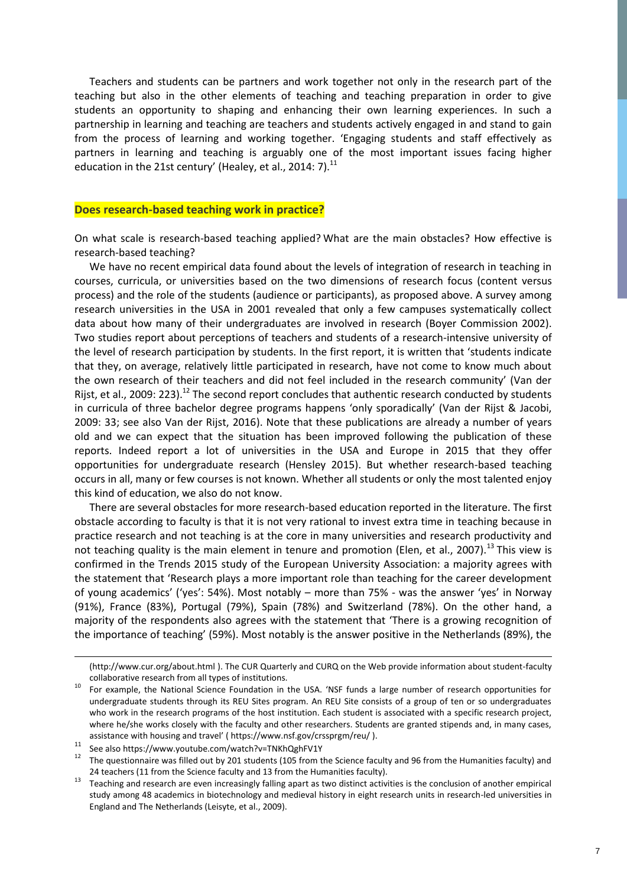Teachers and students can be partners and work together not only in the research part of the teaching but also in the other elements of teaching and teaching preparation in order to give students an opportunity to shaping and enhancing their own learning experiences. In such a partnership in learning and teaching are teachers and students actively engaged in and stand to gain from the process of learning and working together. 'Engaging students and staff effectively as partners in learning and teaching is arguably one of the most important issues facing higher education in the 21st century' (Healey, et al., 2014: 7).[11]

## Does research-based teaching work in practice?

On what scale is research-based teaching applied? What are the main obstacles? How effective is research-based teaching?

We have no recent empirical data found about the levels of integration of research in teaching in courses, curricula, or universities based on the two dimensions of research focus (content versus process) and the role of the students (audience or participants), as proposed above. A survey among research universities in the USA in 2001 revealed that only a few campuses systematically collect data about how many of their undergraduates are involved in research (Boyer Commission 2002). Two studies report about perceptions of teachers and students of a research-intensive university of the level of research participation by students. In the first report, it is written that 'students indicate that they, on average, relatively little participated in research, have not come to know much about the own research of their teachers and did not feel included in the research community' (Van der Rijst, et al., 2009: 223).[12] The second report concludes that authentic research conducted by students in curricula of three bachelor degree programs happens 'only sporadically' (Van der Rijst & Jacobi, 2009: 33; see also Van der Rijst, 2016). Note that these publications are already a number of years old and we can expect that the situation has been improved following the publication of these reports. Indeed report a lot of universities in the USA and Europe in 2015 that they offer opportunities for undergraduate research (Hensley 2015). But whether research-based teaching occurs in all, many or few courses is not known. Whether all students or only the most talented enjoy this kind of education, we also do not know.

There are several obstacles for more research-based education reported in the literature. The first obstacle according to faculty is that it is not very rational to invest extra time in teaching because in practice research and not teaching is at the core in many universities and research productivity and not teaching quality is the main element in tenure and promotion (Elen, et al., 2007).[13] This view is confirmed in the Trends 2015 study of the European University Association: a majority agrees with the statement that 'Research plays a more important role than teaching for the career development of young academics' ('yes': 54%). Most notably – more than 75% - was the answer 'yes' in Norway (91%), France (83%), Portugal (79%), Spain (78%) and Switzerland (78%). On the other hand, a majority of the respondents also agrees with the statement that 'There is a growing recognition of the importance of teaching' (59%). Most notably is the answer positive in the Netherlands (89%), the

---

(http://www.cur.org/about.html ). The CUR Quarterly and CURQ on the Web provide information about student-faculty collaborative research from all types of institutions.

[10] For example, the National Science Foundation in the USA. 'NSF funds a large number of research opportunities for undergraduate students through its REU Sites program. An REU Site consists of a group of ten or so undergraduates who work in the research programs of the host institution. Each student is associated with a specific research project, where he/she works closely with the faculty and other researchers. Students are granted stipends and, in many cases, assistance with housing and travel' ( https://www.nsf.gov/crssprgm/reu/ ).

[11] See also https://www.youtube.com/watch?v=TNKhQghFV1Y

[12] The questionnaire was filled out by 201 students (105 from the Science faculty and 96 from the Humanities faculty) and 24 teachers (11 from the Science faculty and 13 from the Humanities faculty).

[13] Teaching and research are even increasingly falling apart as two distinct activities is the conclusion of another empirical study among 48 academics in biotechnology and medieval history in eight research units in research-led universities in England and The Netherlands (Leisyte, et al., 2009).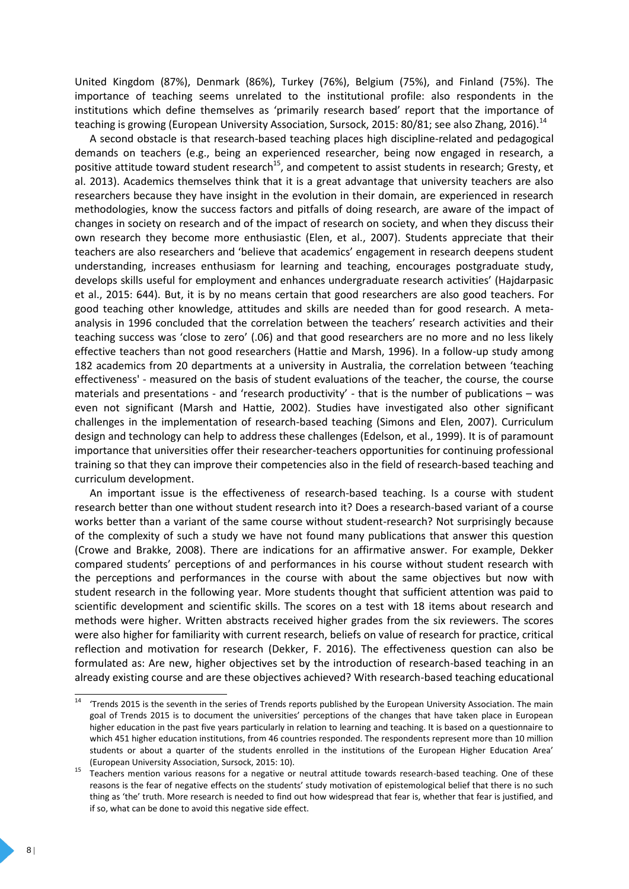United Kingdom (87%), Denmark (86%), Turkey (76%), Belgium (75%), and Finland (75%). The importance of teaching seems unrelated to the institutional profile: also respondents in the institutions which define themselves as 'primarily research based' report that the importance of teaching is growing (European University Association, Sursock, 2015: 80/81; see also Zhang, 2016).[14]

A second obstacle is that research-based teaching places high discipline-related and pedagogical demands on teachers (e.g., being an experienced researcher, being now engaged in research, a positive attitude toward student research[15], and competent to assist students in research; Gresty, et al. 2013). Academics themselves think that it is a great advantage that university teachers are also researchers because they have insight in the evolution in their domain, are experienced in research methodologies, know the success factors and pitfalls of doing research, are aware of the impact of changes in society on research and of the impact of research on society, and when they discuss their own research they become more enthusiastic (Elen, et al., 2007). Students appreciate that their teachers are also researchers and 'believe that academics' engagement in research deepens student understanding, increases enthusiasm for learning and teaching, encourages postgraduate study, develops skills useful for employment and enhances undergraduate research activities' (Hajdarpasic et al., 2015: 644). But, it is by no means certain that good researchers are also good teachers. For good teaching other knowledge, attitudes and skills are needed than for good research. A meta-analysis in 1996 concluded that the correlation between the teachers' research activities and their teaching success was 'close to zero' (.06) and that good researchers are no more and no less likely effective teachers than not good researchers (Hattie and Marsh, 1996). In a follow-up study among 182 academics from 20 departments at a university in Australia, the correlation between 'teaching effectiveness' - measured on the basis of student evaluations of the teacher, the course, the course materials and presentations - and 'research productivity' - that is the number of publications – was even not significant (Marsh and Hattie, 2002). Studies have investigated also other significant challenges in the implementation of research-based teaching (Simons and Elen, 2007). Curriculum design and technology can help to address these challenges (Edelson, et al., 1999). It is of paramount importance that universities offer their researcher-teachers opportunities for continuing professional training so that they can improve their competencies also in the field of research-based teaching and curriculum development.

An important issue is the effectiveness of research-based teaching. Is a course with student research better than one without student research into it? Does a research-based variant of a course works better than a variant of the same course without student-research? Not surprisingly because of the complexity of such a study we have not found many publications that answer this question (Crowe and Brakke, 2008). There are indications for an affirmative answer. For example, Dekker compared students' perceptions of and performances in his course without student research with the perceptions and performances in the course with about the same objectives but now with student research in the following year. More students thought that sufficient attention was paid to scientific development and scientific skills. The scores on a test with 18 items about research and methods were higher. Written abstracts received higher grades from the six reviewers. The scores were also higher for familiarity with current research, beliefs on value of research for practice, critical reflection and motivation for research (Dekker, F. 2016). The effectiveness question can also be formulated as: Are new, higher objectives set by the introduction of research-based teaching in an already existing course and are these objectives achieved? With research-based teaching educational

---

[14] 'Trends 2015 is the seventh in the series of Trends reports published by the European University Association. The main goal of Trends 2015 is to document the universities' perceptions of the changes that have taken place in European higher education in the past five years particularly in relation to learning and teaching. It is based on a questionnaire to which 451 higher education institutions, from 46 countries responded. The respondents represent more than 10 million students or about a quarter of the students enrolled in the institutions of the European Higher Education Area' (European University Association, Sursock, 2015: 10).

[15] Teachers mention various reasons for a negative or neutral attitude towards research-based teaching. One of these reasons is the fear of negative effects on the students' study motivation of epistemological belief that there is no such thing as 'the' truth. More research is needed to find out how widespread that fear is, whether that fear is justified, and if so, what can be done to avoid this negative side effect.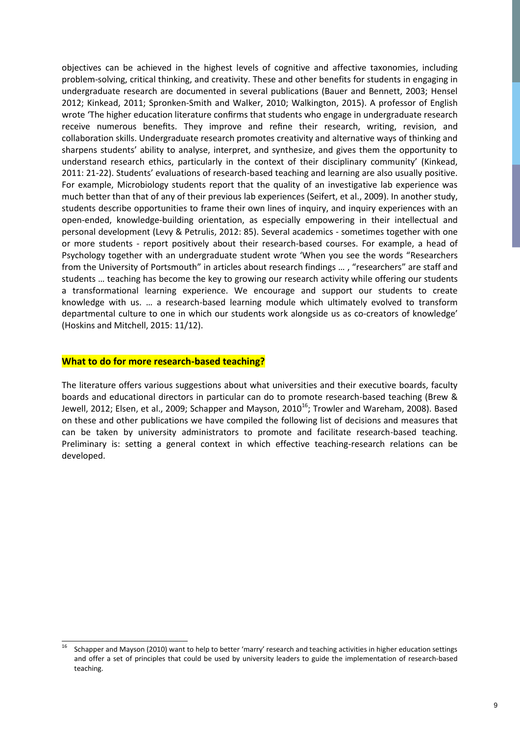objectives can be achieved in the highest levels of cognitive and affective taxonomies, including problem-solving, critical thinking, and creativity. These and other benefits for students in engaging in undergraduate research are documented in several publications (Bauer and Bennett, 2003; Hensel 2012; Kinkead, 2011; Spronken-Smith and Walker, 2010; Walkington, 2015). A professor of English wrote 'The higher education literature confirms that students who engage in undergraduate research receive numerous benefits. They improve and refine their research, writing, revision, and collaboration skills. Undergraduate research promotes creativity and alternative ways of thinking and sharpens students' ability to analyse, interpret, and synthesize, and gives them the opportunity to understand research ethics, particularly in the context of their disciplinary community' (Kinkead, 2011: 21-22). Students' evaluations of research-based teaching and learning are also usually positive. For example, Microbiology students report that the quality of an investigative lab experience was much better than that of any of their previous lab experiences (Seifert, et al., 2009). In another study, students describe opportunities to frame their own lines of inquiry, and inquiry experiences with an open-ended, knowledge-building orientation, as especially empowering in their intellectual and personal development (Levy & Petrulis, 2012: 85). Several academics - sometimes together with one or more students - report positively about their research-based courses. For example, a head of Psychology together with an undergraduate student wrote 'When you see the words "Researchers from the University of Portsmouth" in articles about research findings … , "researchers" are staff and students … teaching has become the key to growing our research activity while offering our students a transformational learning experience. We encourage and support our students to create knowledge with us. … a research-based learning module which ultimately evolved to transform departmental culture to one in which our students work alongside us as co-creators of knowledge' (Hoskins and Mitchell, 2015: 11/12).

## What to do for more research-based teaching?

The literature offers various suggestions about what universities and their executive boards, faculty boards and educational directors in particular can do to promote research-based teaching (Brew & Jewell, 2012; Elsen, et al., 2009; Schapper and Mayson, 2010[16]; Trowler and Wareham, 2008). Based on these and other publications we have compiled the following list of decisions and measures that can be taken by university administrators to promote and facilitate research-based teaching. Preliminary is: setting a general context in which effective teaching-research relations can be developed.

---

[16] Schapper and Mayson (2010) want to help to better 'marry' research and teaching activities in higher education settings and offer a set of principles that could be used by university leaders to guide the implementation of research-based teaching.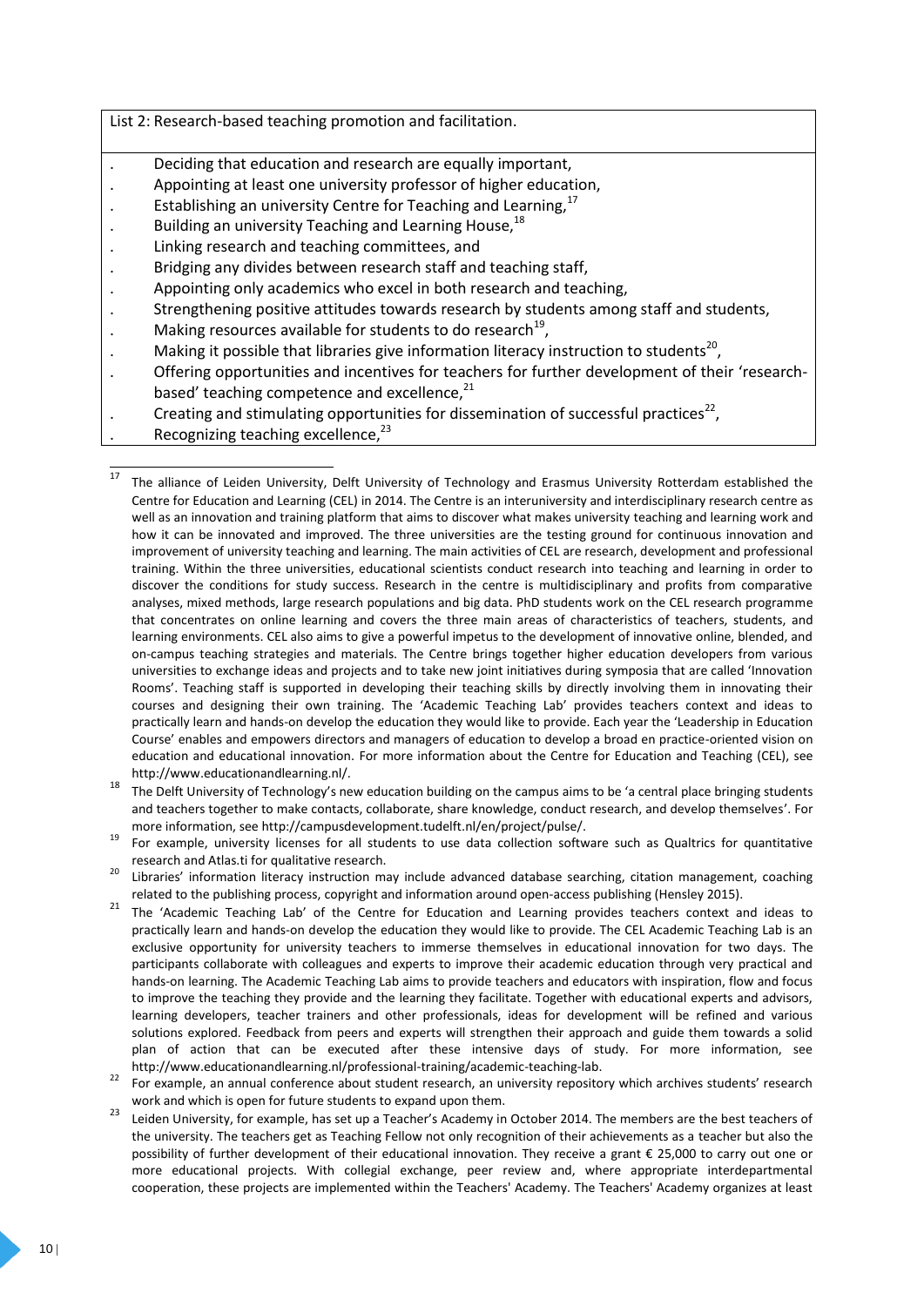List 2: Research-based teaching promotion and facilitation.

- Deciding that education and research are equally important,
- Appointing at least one university professor of higher education,
- Establishing an university Centre for Teaching and Learning,[17]
- Building an university Teaching and Learning House,[18]
- Linking research and teaching committees, and
- Bridging any divides between research staff and teaching staff,
- Appointing only academics who excel in both research and teaching,
- Strengthening positive attitudes towards research by students among staff and students,
- Making resources available for students to do research[19],
- Making it possible that libraries give information literacy instruction to students[20],
- Offering opportunities and incentives for teachers for further development of their 'research-based' teaching competence and excellence,[21]
- Creating and stimulating opportunities for dissemination of successful practices[22],
- Recognizing teaching excellence,[23]

---

[17] The alliance of Leiden University, Delft University of Technology and Erasmus University Rotterdam established the Centre for Education and Learning (CEL) in 2014. The Centre is an interuniversity and interdisciplinary research centre as well as an innovation and training platform that aims to discover what makes university teaching and learning work and how it can be innovated and improved. The three universities are the testing ground for continuous innovation and improvement of university teaching and learning. The main activities of CEL are research, development and professional training. Within the three universities, educational scientists conduct research into teaching and learning in order to discover the conditions for study success. Research in the centre is multidisciplinary and profits from comparative analyses, mixed methods, large research populations and big data. PhD students work on the CEL research programme that concentrates on online learning and covers the three main areas of characteristics of teachers, students, and learning environments. CEL also aims to give a powerful impetus to the development of innovative online, blended, and on-campus teaching strategies and materials. The Centre brings together higher education developers from various universities to exchange ideas and projects and to take new joint initiatives during symposia that are called 'Innovation Rooms'. Teaching staff is supported in developing their teaching skills by directly involving them in innovating their courses and designing their own training. The 'Academic Teaching Lab' provides teachers context and ideas to practically learn and hands-on develop the education they would like to provide. Each year the 'Leadership in Education Course' enables and empowers directors and managers of education to develop a broad en practice-oriented vision on education and educational innovation. For more information about the Centre for Education and Teaching (CEL), see http://www.educationandlearning.nl/.

[18] The Delft University of Technology's new education building on the campus aims to be 'a central place bringing students and teachers together to make contacts, collaborate, share knowledge, conduct research, and develop themselves'. For more information, see http://campusdevelopment.tudelft.nl/en/project/pulse/.

[19] For example, university licenses for all students to use data collection software such as Qualtrics for quantitative research and Atlas.ti for qualitative research.

[20] Libraries' information literacy instruction may include advanced database searching, citation management, coaching related to the publishing process, copyright and information around open-access publishing (Hensley 2015).

[21] The 'Academic Teaching Lab' of the Centre for Education and Learning provides teachers context and ideas to practically learn and hands-on develop the education they would like to provide. The CEL Academic Teaching Lab is an exclusive opportunity for university teachers to immerse themselves in educational innovation for two days. The participants collaborate with colleagues and experts to improve their academic education through very practical and hands-on learning. The Academic Teaching Lab aims to provide teachers and educators with inspiration, flow and focus to improve the teaching they provide and the learning they facilitate. Together with educational experts and advisors, learning developers, teacher trainers and other professionals, ideas for development will be refined and various solutions explored. Feedback from peers and experts will strengthen their approach and guide them towards a solid plan of action that can be executed after these intensive days of study. For more information, see http://www.educationandlearning.nl/professional-training/academic-teaching-lab.

[22] For example, an annual conference about student research, an university repository which archives students' research work and which is open for future students to expand upon them.

[23] Leiden University, for example, has set up a Teacher's Academy in October 2014. The members are the best teachers of the university. The teachers get as Teaching Fellow not only recognition of their achievements as a teacher but also the possibility of further development of their educational innovation. They receive a grant € 25,000 to carry out one or more educational projects. With collegial exchange, peer review and, where appropriate interdepartmental cooperation, these projects are implemented within the Teachers' Academy. The Teachers' Academy organizes at least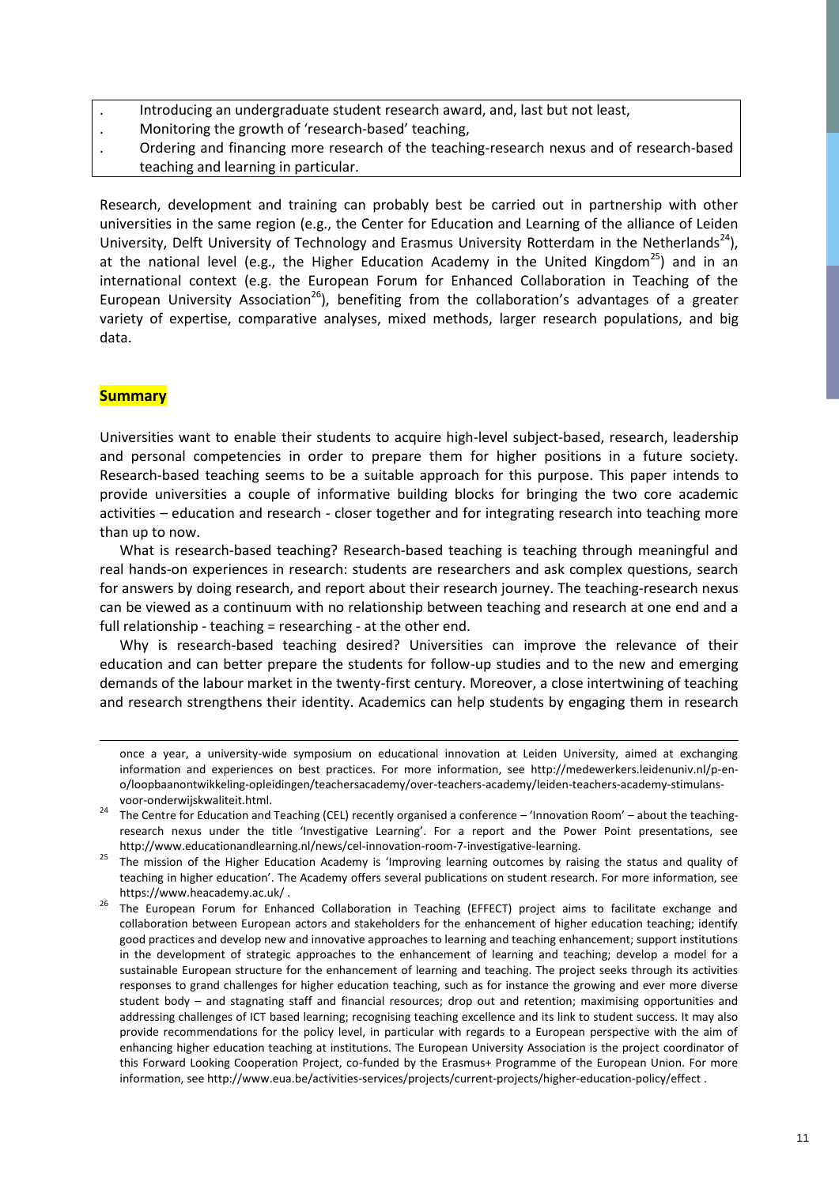- Introducing an undergraduate student research award, and, last but not least,
- Monitoring the growth of 'research-based' teaching,
- Ordering and financing more research of the teaching-research nexus and of research-based teaching and learning in particular.

Research, development and training can probably best be carried out in partnership with other universities in the same region (e.g., the Center for Education and Learning of the alliance of Leiden University, Delft University of Technology and Erasmus University Rotterdam in the Netherlands[24]), at the national level (e.g., the Higher Education Academy in the United Kingdom[25]) and in an international context (e.g. the European Forum for Enhanced Collaboration in Teaching of the European University Association[26]), benefiting from the collaboration's advantages of a greater variety of expertise, comparative analyses, mixed methods, larger research populations, and big data.

## Summary

Universities want to enable their students to acquire high-level subject-based, research, leadership and personal competencies in order to prepare them for higher positions in a future society. Research-based teaching seems to be a suitable approach for this purpose. This paper intends to provide universities a couple of informative building blocks for bringing the two core academic activities – education and research - closer together and for integrating research into teaching more than up to now.

What is research-based teaching? Research-based teaching is teaching through meaningful and real hands-on experiences in research: students are researchers and ask complex questions, search for answers by doing research, and report about their research journey. The teaching-research nexus can be viewed as a continuum with no relationship between teaching and research at one end and a full relationship - teaching = researching - at the other end.

Why is research-based teaching desired? Universities can improve the relevance of their education and can better prepare the students for follow-up studies and to the new and emerging demands of the labour market in the twenty-first century. Moreover, a close intertwining of teaching and research strengthens their identity. Academics can help students by engaging them in research

---

once a year, a university-wide symposium on educational innovation at Leiden University, aimed at exchanging information and experiences on best practices. For more information, see http://medewerkers.leidenuniv.nl/p-en-o/loopbaanontwikkeling-opleidingen/teachersacademy/over-teachers-academy/leiden-teachers-academy-stimulans-voor-onderwijskwaliteit.html.

[24] The Centre for Education and Teaching (CEL) recently organised a conference – 'Innovation Room' – about the teaching-research nexus under the title 'Investigative Learning'. For a report and the Power Point presentations, see http://www.educationandlearning.nl/news/cel-innovation-room-7-investigative-learning.

[25] The mission of the Higher Education Academy is 'Improving learning outcomes by raising the status and quality of teaching in higher education'. The Academy offers several publications on student research. For more information, see https://www.heacademy.ac.uk/ .

[26] The European Forum for Enhanced Collaboration in Teaching (EFFECT) project aims to facilitate exchange and collaboration between European actors and stakeholders for the enhancement of higher education teaching; identify good practices and develop new and innovative approaches to learning and teaching enhancement; support institutions in the development of strategic approaches to the enhancement of learning and teaching; develop a model for a sustainable European structure for the enhancement of learning and teaching. The project seeks through its activities responses to grand challenges for higher education teaching, such as for instance the growing and ever more diverse student body – and stagnating staff and financial resources; drop out and retention; maximising opportunities and addressing challenges of ICT based learning; recognising teaching excellence and its link to student success. It may also provide recommendations for the policy level, in particular with regards to a European perspective with the aim of enhancing higher education teaching at institutions. The European University Association is the project coordinator of this Forward Looking Cooperation Project, co-funded by the Erasmus+ Programme of the European Union. For more information, see http://www.eua.be/activities-services/projects/current-projects/higher-education-policy/effect .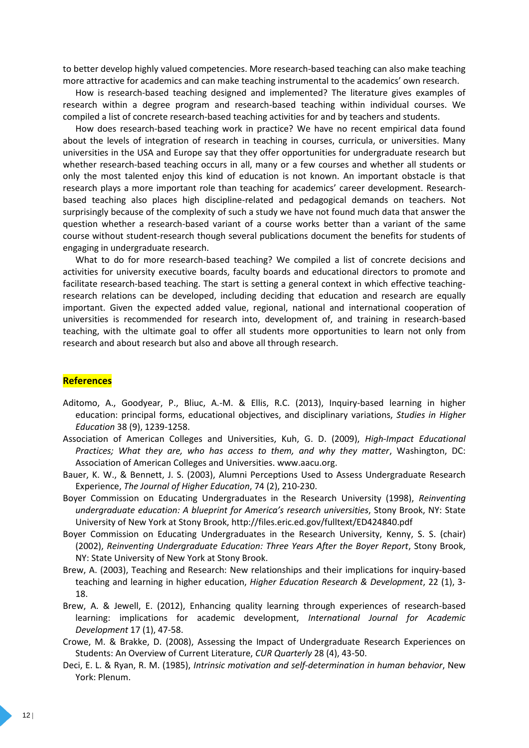to better develop highly valued competencies. More research-based teaching can also make teaching more attractive for academics and can make teaching instrumental to the academics' own research.

How is research-based teaching designed and implemented? The literature gives examples of research within a degree program and research-based teaching within individual courses. We compiled a list of concrete research-based teaching activities for and by teachers and students.

How does research-based teaching work in practice? We have no recent empirical data found about the levels of integration of research in teaching in courses, curricula, or universities. Many universities in the USA and Europe say that they offer opportunities for undergraduate research but whether research-based teaching occurs in all, many or a few courses and whether all students or only the most talented enjoy this kind of education is not known. An important obstacle is that research plays a more important role than teaching for academics' career development. Research-based teaching also places high discipline-related and pedagogical demands on teachers. Not surprisingly because of the complexity of such a study we have not found much data that answer the question whether a research-based variant of a course works better than a variant of the same course without student-research though several publications document the benefits for students of engaging in undergraduate research.

What to do for more research-based teaching? We compiled a list of concrete decisions and activities for university executive boards, faculty boards and educational directors to promote and facilitate research-based teaching. The start is setting a general context in which effective teaching-research relations can be developed, including deciding that education and research are equally important. Given the expected added value, regional, national and international cooperation of universities is recommended for research into, development of, and training in research-based teaching, with the ultimate goal to offer all students more opportunities to learn not only from research and about research but also and above all through research.

## References

Aditomo, A., Goodyear, P., Bliuc, A.-M. & Ellis, R.C. (2013), Inquiry-based learning in higher education: principal forms, educational objectives, and disciplinary variations, *Studies in Higher Education* 38 (9), 1239-1258.

Association of American Colleges and Universities, Kuh, G. D. (2009), *High-Impact Educational Practices; What they are, who has access to them, and why they matter*, Washington, DC: Association of American Colleges and Universities. www.aacu.org.

Bauer, K. W., & Bennett, J. S. (2003), Alumni Perceptions Used to Assess Undergraduate Research Experience, *The Journal of Higher Education*, 74 (2), 210-230.

Boyer Commission on Educating Undergraduates in the Research University (1998), *Reinventing undergraduate education: A blueprint for America's research universities*, Stony Brook, NY: State University of New York at Stony Brook, http://files.eric.ed.gov/fulltext/ED424840.pdf

Boyer Commission on Educating Undergraduates in the Research University, Kenny, S. S. (chair) (2002), *Reinventing Undergraduate Education: Three Years After the Boyer Report*, Stony Brook, NY: State University of New York at Stony Brook.

Brew, A. (2003), Teaching and Research: New relationships and their implications for inquiry-based teaching and learning in higher education, *Higher Education Research & Development*, 22 (1), 3-18.

Brew, A. & Jewell, E. (2012), Enhancing quality learning through experiences of research-based learning: implications for academic development, *International Journal for Academic Development* 17 (1), 47-58.

Crowe, M. & Brakke, D. (2008), Assessing the Impact of Undergraduate Research Experiences on Students: An Overview of Current Literature, *CUR Quarterly* 28 (4), 43-50.

Deci, E. L. & Ryan, R. M. (1985), *Intrinsic motivation and self-determination in human behavior*, New York: Plenum.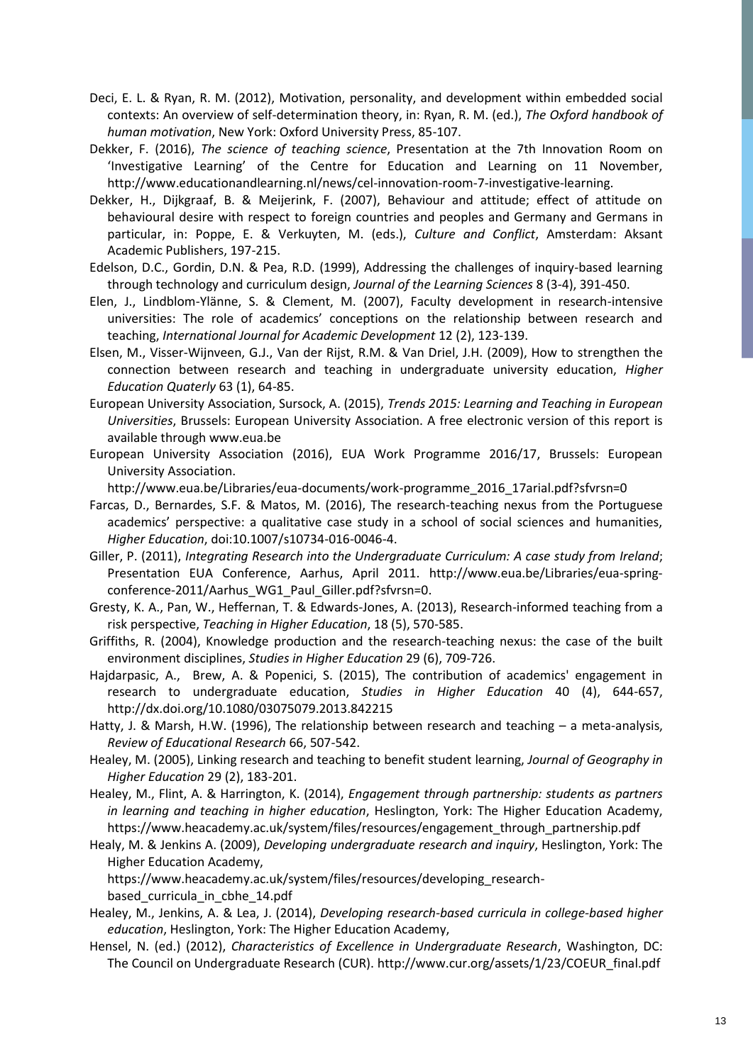Deci, E. L. & Ryan, R. M. (2012), Motivation, personality, and development within embedded social contexts: An overview of self-determination theory, in: Ryan, R. M. (ed.), *The Oxford handbook of human motivation*, New York: Oxford University Press, 85-107.

Dekker, F. (2016), *The science of teaching science*, Presentation at the 7th Innovation Room on 'Investigative Learning' of the Centre for Education and Learning on 11 November, http://www.educationandlearning.nl/news/cel-innovation-room-7-investigative-learning.

Dekker, H., Dijkgraaf, B. & Meijerink, F. (2007), Behaviour and attitude; effect of attitude on behavioural desire with respect to foreign countries and peoples and Germany and Germans in particular, in: Poppe, E. & Verkuyten, M. (eds.), *Culture and Conflict*, Amsterdam: Aksant Academic Publishers, 197-215.

Edelson, D.C., Gordin, D.N. & Pea, R.D. (1999), Addressing the challenges of inquiry-based learning through technology and curriculum design, *Journal of the Learning Sciences* 8 (3-4), 391-450.

Elen, J., Lindblom-Ylänne, S. & Clement, M. (2007), Faculty development in research-intensive universities: The role of academics' conceptions on the relationship between research and teaching, *International Journal for Academic Development* 12 (2), 123-139.

Elsen, M., Visser-Wijnveen, G.J., Van der Rijst, R.M. & Van Driel, J.H. (2009), How to strengthen the connection between research and teaching in undergraduate university education, *Higher Education Quaterly* 63 (1), 64-85.

European University Association, Sursock, A. (2015), *Trends 2015: Learning and Teaching in European Universities*, Brussels: European University Association. A free electronic version of this report is available through www.eua.be

European University Association (2016), EUA Work Programme 2016/17, Brussels: European University Association. http://www.eua.be/Libraries/eua-documents/work-programme_2016_17arial.pdf?sfvrsn=0

Farcas, D., Bernardes, S.F. & Matos, M. (2016), The research-teaching nexus from the Portuguese academics' perspective: a qualitative case study in a school of social sciences and humanities, *Higher Education*, doi:10.1007/s10734-016-0046-4.

Giller, P. (2011), *Integrating Research into the Undergraduate Curriculum: A case study from Ireland*; Presentation EUA Conference, Aarhus, April 2011. http://www.eua.be/Libraries/eua-spring-conference-2011/Aarhus_WG1_Paul_Giller.pdf?sfvrsn=0.

Gresty, K. A., Pan, W., Heffernan, T. & Edwards-Jones, A. (2013), Research-informed teaching from a risk perspective, *Teaching in Higher Education*, 18 (5), 570-585.

Griffiths, R. (2004), Knowledge production and the research-teaching nexus: the case of the built environment disciplines, *Studies in Higher Education* 29 (6), 709-726.

Hajdarpasic, A., Brew, A. & Popenici, S. (2015), The contribution of academics' engagement in research to undergraduate education, *Studies in Higher Education* 40 (4), 644-657, http://dx.doi.org/10.1080/03075079.2013.842215

Hatty, J. & Marsh, H.W. (1996), The relationship between research and teaching – a meta-analysis, *Review of Educational Research* 66, 507-542.

Healey, M. (2005), Linking research and teaching to benefit student learning, *Journal of Geography in Higher Education* 29 (2), 183-201.

Healey, M., Flint, A. & Harrington, K. (2014), *Engagement through partnership: students as partners in learning and teaching in higher education*, Heslington, York: The Higher Education Academy, https://www.heacademy.ac.uk/system/files/resources/engagement_through_partnership.pdf

Healy, M. & Jenkins A. (2009), *Developing undergraduate research and inquiry*, Heslington, York: The Higher Education Academy, https://www.heacademy.ac.uk/system/files/resources/developing_research-based_curricula_in_cbhe_14.pdf

Healey, M., Jenkins, A. & Lea, J. (2014), *Developing research-based curricula in college-based higher education*, Heslington, York: The Higher Education Academy,

Hensel, N. (ed.) (2012), *Characteristics of Excellence in Undergraduate Research*, Washington, DC: The Council on Undergraduate Research (CUR). http://www.cur.org/assets/1/23/COEUR_final.pdf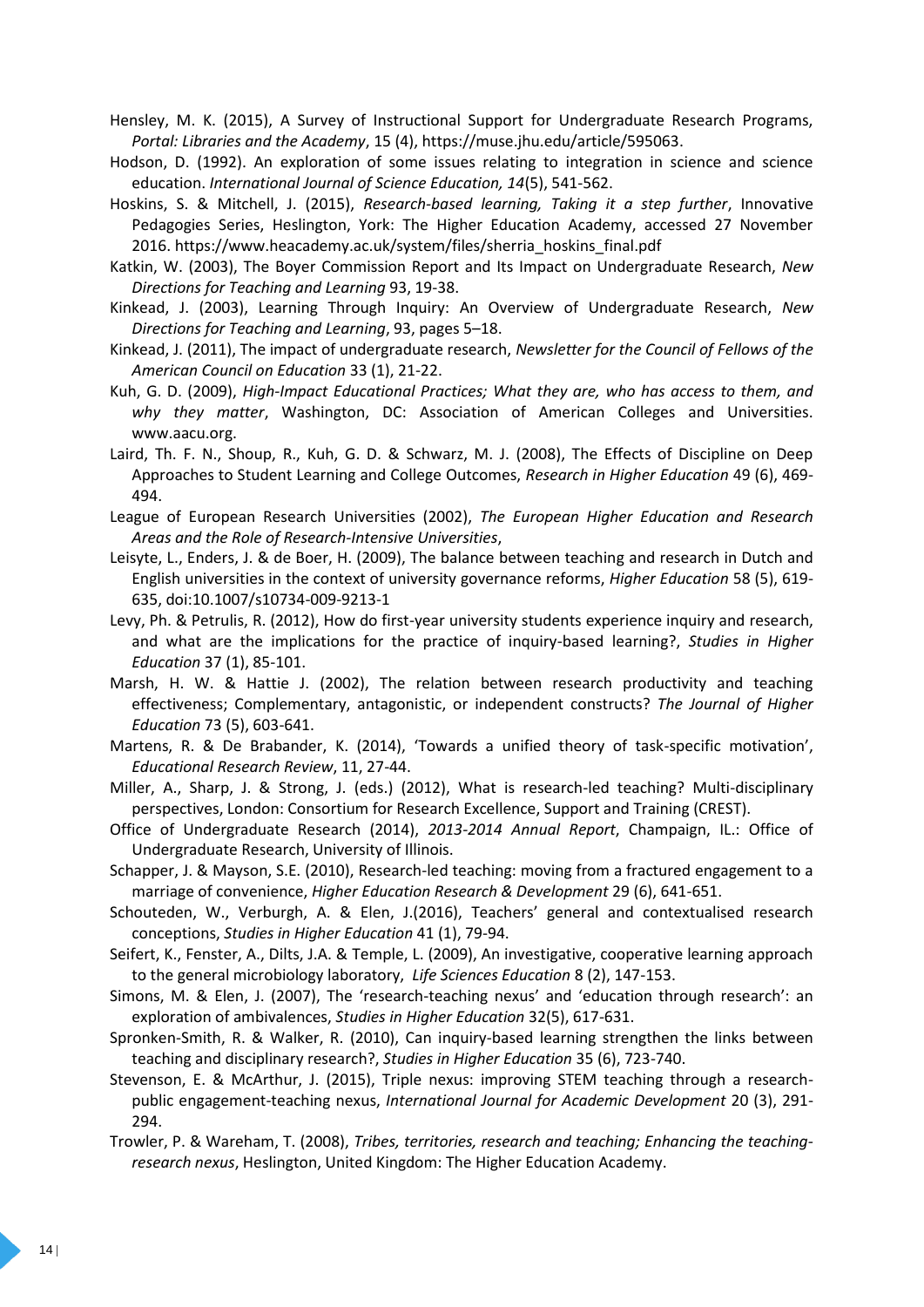Hensley, M. K. (2015), A Survey of Instructional Support for Undergraduate Research Programs, *Portal: Libraries and the Academy*, 15 (4), https://muse.jhu.edu/article/595063.

Hodson, D. (1992). An exploration of some issues relating to integration in science and science education. *International Journal of Science Education, 14*(5), 541-562.

Hoskins, S. & Mitchell, J. (2015), *Research-based learning, Taking it a step further*, Innovative Pedagogies Series, Heslington, York: The Higher Education Academy, accessed 27 November 2016. https://www.heacademy.ac.uk/system/files/sherria_hoskins_final.pdf

Katkin, W. (2003), The Boyer Commission Report and Its Impact on Undergraduate Research, *New Directions for Teaching and Learning* 93, 19-38.

Kinkead, J. (2003), Learning Through Inquiry: An Overview of Undergraduate Research, *New Directions for Teaching and Learning*, 93, pages 5–18.

Kinkead, J. (2011), The impact of undergraduate research, *Newsletter for the Council of Fellows of the American Council on Education* 33 (1), 21-22.

Kuh, G. D. (2009), *High-Impact Educational Practices; What they are, who has access to them, and why they matter*, Washington, DC: Association of American Colleges and Universities. www.aacu.org.

Laird, Th. F. N., Shoup, R., Kuh, G. D. & Schwarz, M. J. (2008), The Effects of Discipline on Deep Approaches to Student Learning and College Outcomes, *Research in Higher Education* 49 (6), 469-494.

League of European Research Universities (2002), *The European Higher Education and Research Areas and the Role of Research-Intensive Universities*,

Leisyte, L., Enders, J. & de Boer, H. (2009), The balance between teaching and research in Dutch and English universities in the context of university governance reforms, *Higher Education* 58 (5), 619-635, doi:10.1007/s10734-009-9213-1

Levy, Ph. & Petrulis, R. (2012), How do first-year university students experience inquiry and research, and what are the implications for the practice of inquiry-based learning?, *Studies in Higher Education* 37 (1), 85-101.

Marsh, H. W. & Hattie J. (2002), The relation between research productivity and teaching effectiveness; Complementary, antagonistic, or independent constructs? *The Journal of Higher Education* 73 (5), 603-641.

Martens, R. & De Brabander, K. (2014), 'Towards a unified theory of task-specific motivation', *Educational Research Review*, 11, 27-44.

Miller, A., Sharp, J. & Strong, J. (eds.) (2012), What is research-led teaching? Multi-disciplinary perspectives, London: Consortium for Research Excellence, Support and Training (CREST).

Office of Undergraduate Research (2014), *2013-2014 Annual Report*, Champaign, IL.: Office of Undergraduate Research, University of Illinois.

Schapper, J. & Mayson, S.E. (2010), Research-led teaching: moving from a fractured engagement to a marriage of convenience, *Higher Education Research & Development* 29 (6), 641-651.

Schouteden, W., Verburgh, A. & Elen, J.(2016), Teachers' general and contextualised research conceptions, *Studies in Higher Education* 41 (1), 79-94.

Seifert, K., Fenster, A., Dilts, J.A. & Temple, L. (2009), An investigative, cooperative learning approach to the general microbiology laboratory, *Life Sciences Education* 8 (2), 147-153.

Simons, M. & Elen, J. (2007), The 'research-teaching nexus' and 'education through research': an exploration of ambivalences, *Studies in Higher Education* 32(5), 617-631.

Spronken-Smith, R. & Walker, R. (2010), Can inquiry-based learning strengthen the links between teaching and disciplinary research?, *Studies in Higher Education* 35 (6), 723-740.

Stevenson, E. & McArthur, J. (2015), Triple nexus: improving STEM teaching through a research-public engagement-teaching nexus, *International Journal for Academic Development* 20 (3), 291-294.

Trowler, P. & Wareham, T. (2008), *Tribes, territories, research and teaching; Enhancing the teaching-research nexus*, Heslington, United Kingdom: The Higher Education Academy.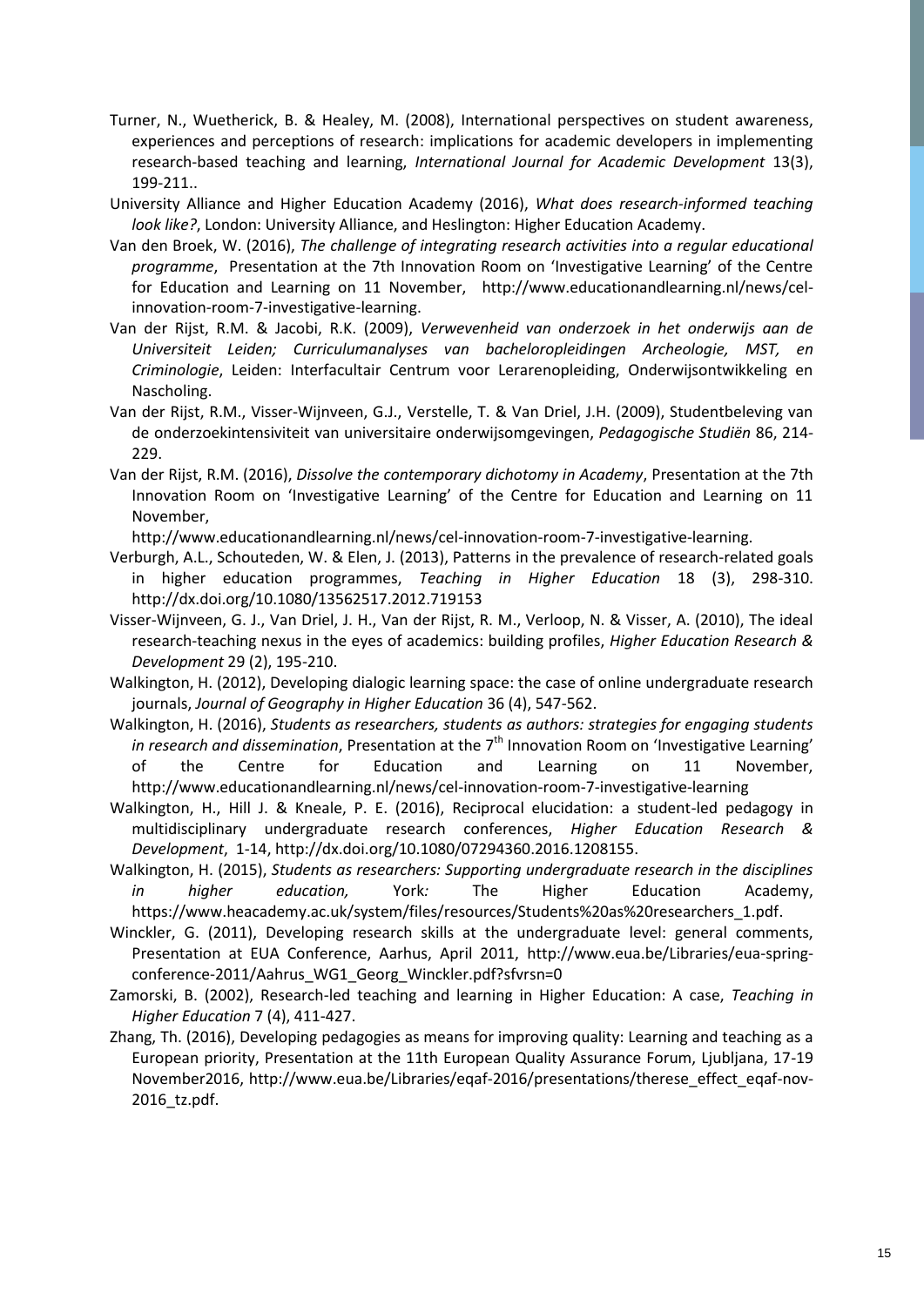Turner, N., Wuetherick, B. & Healey, M. (2008), International perspectives on student awareness, experiences and perceptions of research: implications for academic developers in implementing research-based teaching and learning, *International Journal for Academic Development* 13(3), 199-211..

University Alliance and Higher Education Academy (2016), *What does research-informed teaching look like?*, London: University Alliance, and Heslington: Higher Education Academy.

Van den Broek, W. (2016), *The challenge of integrating research activities into a regular educational programme*, Presentation at the 7th Innovation Room on 'Investigative Learning' of the Centre for Education and Learning on 11 November, http://www.educationandlearning.nl/news/cel-innovation-room-7-investigative-learning.

Van der Rijst, R.M. & Jacobi, R.K. (2009), *Verwevenheid van onderzoek in het onderwijs aan de Universiteit Leiden; Curriculumanalyses van bacheloropleidingen Archeologie, MST, en Criminologie*, Leiden: Interfacultair Centrum voor Lerarenopleiding, Onderwijsontwikkeling en Nascholing.

Van der Rijst, R.M., Visser-Wijnveen, G.J., Verstelle, T. & Van Driel, J.H. (2009), Studentbeleving van de onderzoekintensiviteit van universitaire onderwijsomgevingen, *Pedagogische Studiën* 86, 214-229.

Van der Rijst, R.M. (2016), *Dissolve the contemporary dichotomy in Academy*, Presentation at the 7th Innovation Room on 'Investigative Learning' of the Centre for Education and Learning on 11 November, http://www.educationandlearning.nl/news/cel-innovation-room-7-investigative-learning.

Verburgh, A.L., Schouteden, W. & Elen, J. (2013), Patterns in the prevalence of research-related goals in higher education programmes, *Teaching in Higher Education* 18 (3), 298-310. http://dx.doi.org/10.1080/13562517.2012.719153

Visser-Wijnveen, G. J., Van Driel, J. H., Van der Rijst, R. M., Verloop, N. & Visser, A. (2010), The ideal research-teaching nexus in the eyes of academics: building profiles, *Higher Education Research & Development* 29 (2), 195-210.

Walkington, H. (2012), Developing dialogic learning space: the case of online undergraduate research journals, *Journal of Geography in Higher Education* 36 (4), 547-562.

Walkington, H. (2016), *Students as researchers, students as authors: strategies for engaging students in research and dissemination*, Presentation at the 7th Innovation Room on 'Investigative Learning' of the Centre for Education and Learning on 11 November, http://www.educationandlearning.nl/news/cel-innovation-room-7-investigative-learning

Walkington, H., Hill J. & Kneale, P. E. (2016), Reciprocal elucidation: a student-led pedagogy in multidisciplinary undergraduate research conferences, *Higher Education Research & Development*, 1-14, http://dx.doi.org/10.1080/07294360.2016.1208155.

Walkington, H. (2015), *Students as researchers: Supporting undergraduate research in the disciplines in higher education,* York*:* The Higher Education Academy, https://www.heacademy.ac.uk/system/files/resources/Students%20as%20researchers_1.pdf.

Winckler, G. (2011), Developing research skills at the undergraduate level: general comments, Presentation at EUA Conference, Aarhus, April 2011, http://www.eua.be/Libraries/eua-spring-conference-2011/Aahrus_WG1_Georg_Winckler.pdf?sfvrsn=0

Zamorski, B. (2002), Research-led teaching and learning in Higher Education: A case, *Teaching in Higher Education* 7 (4), 411-427.

Zhang, Th. (2016), Developing pedagogies as means for improving quality: Learning and teaching as a European priority, Presentation at the 11th European Quality Assurance Forum, Ljubljana, 17-19 November2016, http://www.eua.be/Libraries/eqaf-2016/presentations/therese_effect_eqaf-nov-2016_tz.pdf.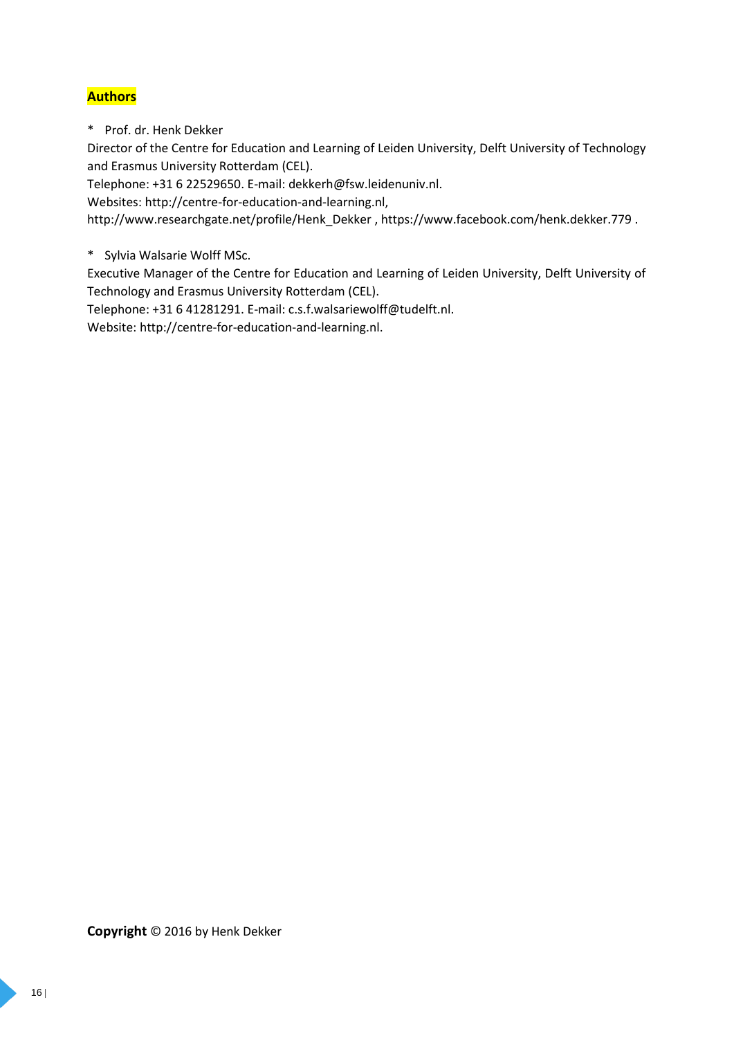## Authors

* Prof. dr. Henk Dekker

Director of the Centre for Education and Learning of Leiden University, Delft University of Technology and Erasmus University Rotterdam (CEL).
Telephone: +31 6 22529650. E-mail: dekkerh@fsw.leidenuniv.nl.
Websites: http://centre-for-education-and-learning.nl,
http://www.researchgate.net/profile/Henk_Dekker , https://www.facebook.com/henk.dekker.779 .

* Sylvia Walsarie Wolff MSc.

Executive Manager of the Centre for Education and Learning of Leiden University, Delft University of Technology and Erasmus University Rotterdam (CEL).
Telephone: +31 6 41281291. E-mail: c.s.f.walsariewolff@tudelft.nl.
Website: http://centre-for-education-and-learning.nl.

**Copyright** © 2016 by Henk Dekker